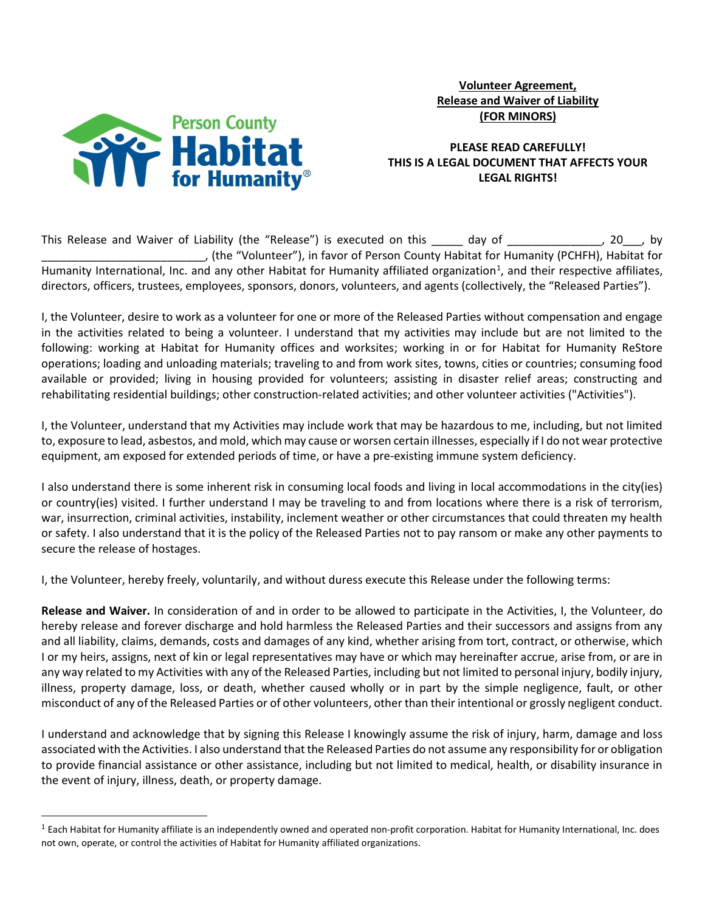Person County Habitat for Humanity®

**Volunteer Agreement,**
**Release and Waiver of Liability**
**(FOR MINORS)**

**PLEASE READ CAREFULLY!**
**THIS IS A LEGAL DOCUMENT THAT AFFECTS YOUR LEGAL RIGHTS!**

This Release and Waiver of Liability (the "Release") is executed on this _____ day of _______________, 20___, by __________________________, (the "Volunteer"), in favor of Person County Habitat for Humanity (PCHFH), Habitat for Humanity International, Inc. and any other Habitat for Humanity affiliated organization[1], and their respective affiliates, directors, officers, trustees, employees, sponsors, donors, volunteers, and agents (collectively, the "Released Parties").

I, the Volunteer, desire to work as a volunteer for one or more of the Released Parties without compensation and engage in the activities related to being a volunteer. I understand that my activities may include but are not limited to the following: working at Habitat for Humanity offices and worksites; working in or for Habitat for Humanity ReStore operations; loading and unloading materials; traveling to and from work sites, towns, cities or countries; consuming food available or provided; living in housing provided for volunteers; assisting in disaster relief areas; constructing and rehabilitating residential buildings; other construction-related activities; and other volunteer activities ("Activities").

I, the Volunteer, understand that my Activities may include work that may be hazardous to me, including, but not limited to, exposure to lead, asbestos, and mold, which may cause or worsen certain illnesses, especially if I do not wear protective equipment, am exposed for extended periods of time, or have a pre-existing immune system deficiency.

I also understand there is some inherent risk in consuming local foods and living in local accommodations in the city(ies) or country(ies) visited. I further understand I may be traveling to and from locations where there is a risk of terrorism, war, insurrection, criminal activities, instability, inclement weather or other circumstances that could threaten my health or safety. I also understand that it is the policy of the Released Parties not to pay ransom or make any other payments to secure the release of hostages.

I, the Volunteer, hereby freely, voluntarily, and without duress execute this Release under the following terms:

**Release and Waiver.** In consideration of and in order to be allowed to participate in the Activities, I, the Volunteer, do hereby release and forever discharge and hold harmless the Released Parties and their successors and assigns from any and all liability, claims, demands, costs and damages of any kind, whether arising from tort, contract, or otherwise, which I or my heirs, assigns, next of kin or legal representatives may have or which may hereinafter accrue, arise from, or are in any way related to my Activities with any of the Released Parties, including but not limited to personal injury, bodily injury, illness, property damage, loss, or death, whether caused wholly or in part by the simple negligence, fault, or other misconduct of any of the Released Parties or of other volunteers, other than their intentional or grossly negligent conduct.

I understand and acknowledge that by signing this Release I knowingly assume the risk of injury, harm, damage and loss associated with the Activities. I also understand that the Released Parties do not assume any responsibility for or obligation to provide financial assistance or other assistance, including but not limited to medical, health, or disability insurance in the event of injury, illness, death, or property damage.

---

[1] Each Habitat for Humanity affiliate is an independently owned and operated non-profit corporation. Habitat for Humanity International, Inc. does not own, operate, or control the activities of Habitat for Humanity affiliated organizations.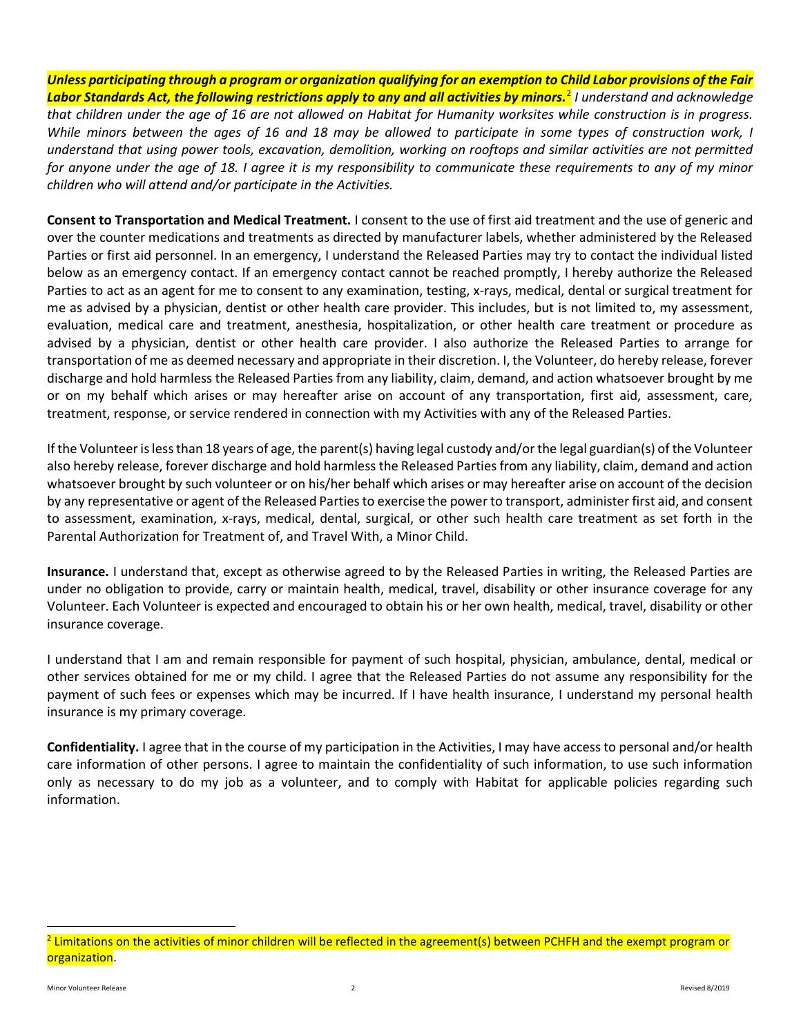***Unless participating through a program or organization qualifying for an exemption to Child Labor provisions of the Fair Labor Standards Act, the following restrictions apply to any and all activities by minors.***[2] *I understand and acknowledge that children under the age of 16 are not allowed on Habitat for Humanity worksites while construction is in progress. While minors between the ages of 16 and 18 may be allowed to participate in some types of construction work, I understand that using power tools, excavation, demolition, working on rooftops and similar activities are not permitted for anyone under the age of 18. I agree it is my responsibility to communicate these requirements to any of my minor children who will attend and/or participate in the Activities.*

**Consent to Transportation and Medical Treatment.** I consent to the use of first aid treatment and the use of generic and over the counter medications and treatments as directed by manufacturer labels, whether administered by the Released Parties or first aid personnel. In an emergency, I understand the Released Parties may try to contact the individual listed below as an emergency contact. If an emergency contact cannot be reached promptly, I hereby authorize the Released Parties to act as an agent for me to consent to any examination, testing, x-rays, medical, dental or surgical treatment for me as advised by a physician, dentist or other health care provider. This includes, but is not limited to, my assessment, evaluation, medical care and treatment, anesthesia, hospitalization, or other health care treatment or procedure as advised by a physician, dentist or other health care provider. I also authorize the Released Parties to arrange for transportation of me as deemed necessary and appropriate in their discretion. I, the Volunteer, do hereby release, forever discharge and hold harmless the Released Parties from any liability, claim, demand, and action whatsoever brought by me or on my behalf which arises or may hereafter arise on account of any transportation, first aid, assessment, care, treatment, response, or service rendered in connection with my Activities with any of the Released Parties.

If the Volunteer is less than 18 years of age, the parent(s) having legal custody and/or the legal guardian(s) of the Volunteer also hereby release, forever discharge and hold harmless the Released Parties from any liability, claim, demand and action whatsoever brought by such volunteer or on his/her behalf which arises or may hereafter arise on account of the decision by any representative or agent of the Released Parties to exercise the power to transport, administer first aid, and consent to assessment, examination, x-rays, medical, dental, surgical, or other such health care treatment as set forth in the Parental Authorization for Treatment of, and Travel With, a Minor Child.

**Insurance.** I understand that, except as otherwise agreed to by the Released Parties in writing, the Released Parties are under no obligation to provide, carry or maintain health, medical, travel, disability or other insurance coverage for any Volunteer. Each Volunteer is expected and encouraged to obtain his or her own health, medical, travel, disability or other insurance coverage.

I understand that I am and remain responsible for payment of such hospital, physician, ambulance, dental, medical or other services obtained for me or my child. I agree that the Released Parties do not assume any responsibility for the payment of such fees or expenses which may be incurred. If I have health insurance, I understand my personal health insurance is my primary coverage.

**Confidentiality.** I agree that in the course of my participation in the Activities, I may have access to personal and/or health care information of other persons. I agree to maintain the confidentiality of such information, to use such information only as necessary to do my job as a volunteer, and to comply with Habitat for applicable policies regarding such information.

---

[2] Limitations on the activities of minor children will be reflected in the agreement(s) between PCHFH and the exempt program or organization.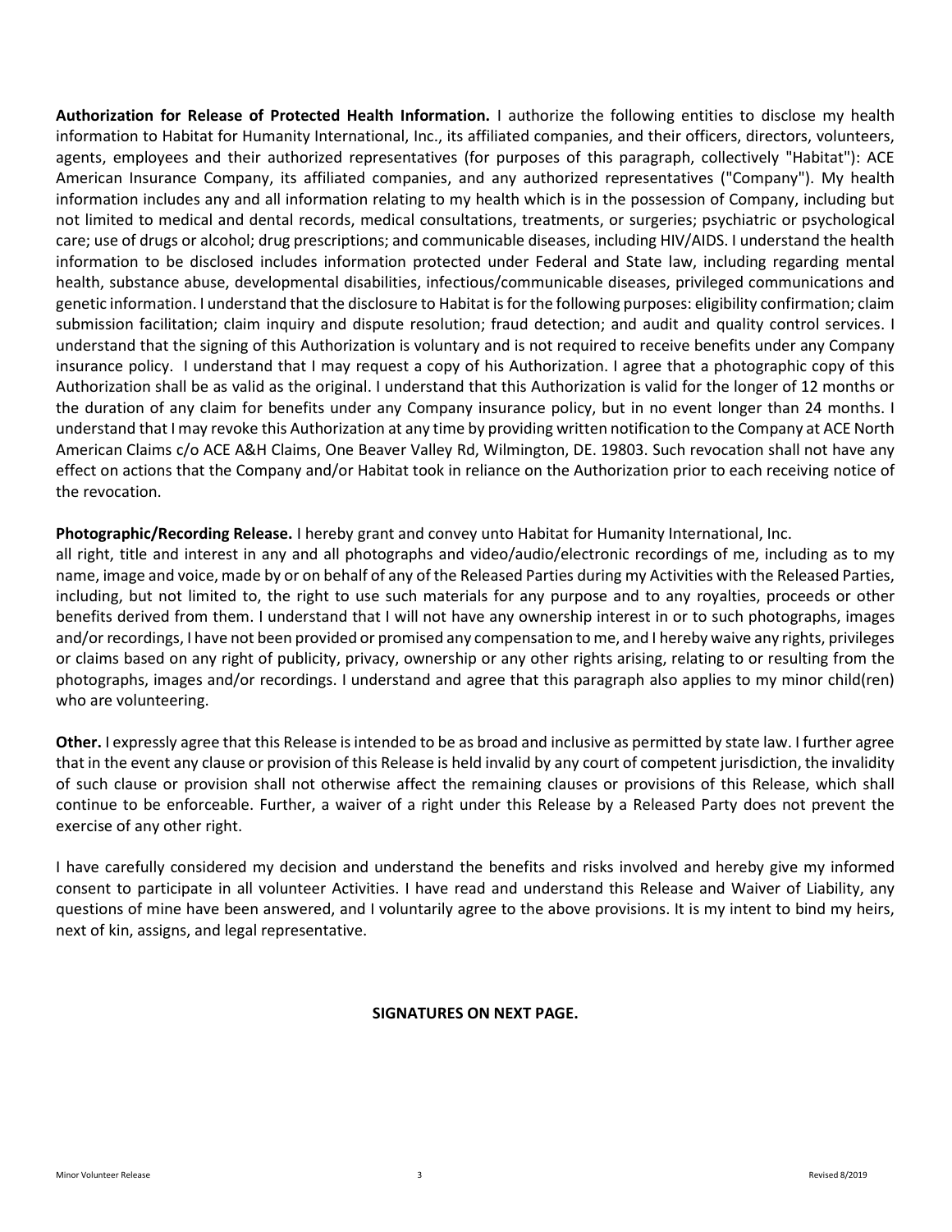**Authorization for Release of Protected Health Information.** I authorize the following entities to disclose my health information to Habitat for Humanity International, Inc., its affiliated companies, and their officers, directors, volunteers, agents, employees and their authorized representatives (for purposes of this paragraph, collectively "Habitat"): ACE American Insurance Company, its affiliated companies, and any authorized representatives ("Company"). My health information includes any and all information relating to my health which is in the possession of Company, including but not limited to medical and dental records, medical consultations, treatments, or surgeries; psychiatric or psychological care; use of drugs or alcohol; drug prescriptions; and communicable diseases, including HIV/AIDS. I understand the health information to be disclosed includes information protected under Federal and State law, including regarding mental health, substance abuse, developmental disabilities, infectious/communicable diseases, privileged communications and genetic information. I understand that the disclosure to Habitat is for the following purposes: eligibility confirmation; claim submission facilitation; claim inquiry and dispute resolution; fraud detection; and audit and quality control services. I understand that the signing of this Authorization is voluntary and is not required to receive benefits under any Company insurance policy. I understand that I may request a copy of his Authorization. I agree that a photographic copy of this Authorization shall be as valid as the original. I understand that this Authorization is valid for the longer of 12 months or the duration of any claim for benefits under any Company insurance policy, but in no event longer than 24 months. I understand that I may revoke this Authorization at any time by providing written notification to the Company at ACE North American Claims c/o ACE A&H Claims, One Beaver Valley Rd, Wilmington, DE. 19803. Such revocation shall not have any effect on actions that the Company and/or Habitat took in reliance on the Authorization prior to each receiving notice of the revocation.

**Photographic/Recording Release.** I hereby grant and convey unto Habitat for Humanity International, Inc. all right, title and interest in any and all photographs and video/audio/electronic recordings of me, including as to my name, image and voice, made by or on behalf of any of the Released Parties during my Activities with the Released Parties, including, but not limited to, the right to use such materials for any purpose and to any royalties, proceeds or other benefits derived from them. I understand that I will not have any ownership interest in or to such photographs, images and/or recordings, I have not been provided or promised any compensation to me, and I hereby waive any rights, privileges or claims based on any right of publicity, privacy, ownership or any other rights arising, relating to or resulting from the photographs, images and/or recordings. I understand and agree that this paragraph also applies to my minor child(ren) who are volunteering.

**Other.** I expressly agree that this Release is intended to be as broad and inclusive as permitted by state law. I further agree that in the event any clause or provision of this Release is held invalid by any court of competent jurisdiction, the invalidity of such clause or provision shall not otherwise affect the remaining clauses or provisions of this Release, which shall continue to be enforceable. Further, a waiver of a right under this Release by a Released Party does not prevent the exercise of any other right.

I have carefully considered my decision and understand the benefits and risks involved and hereby give my informed consent to participate in all volunteer Activities. I have read and understand this Release and Waiver of Liability, any questions of mine have been answered, and I voluntarily agree to the above provisions. It is my intent to bind my heirs, next of kin, assigns, and legal representative.

**SIGNATURES ON NEXT PAGE.**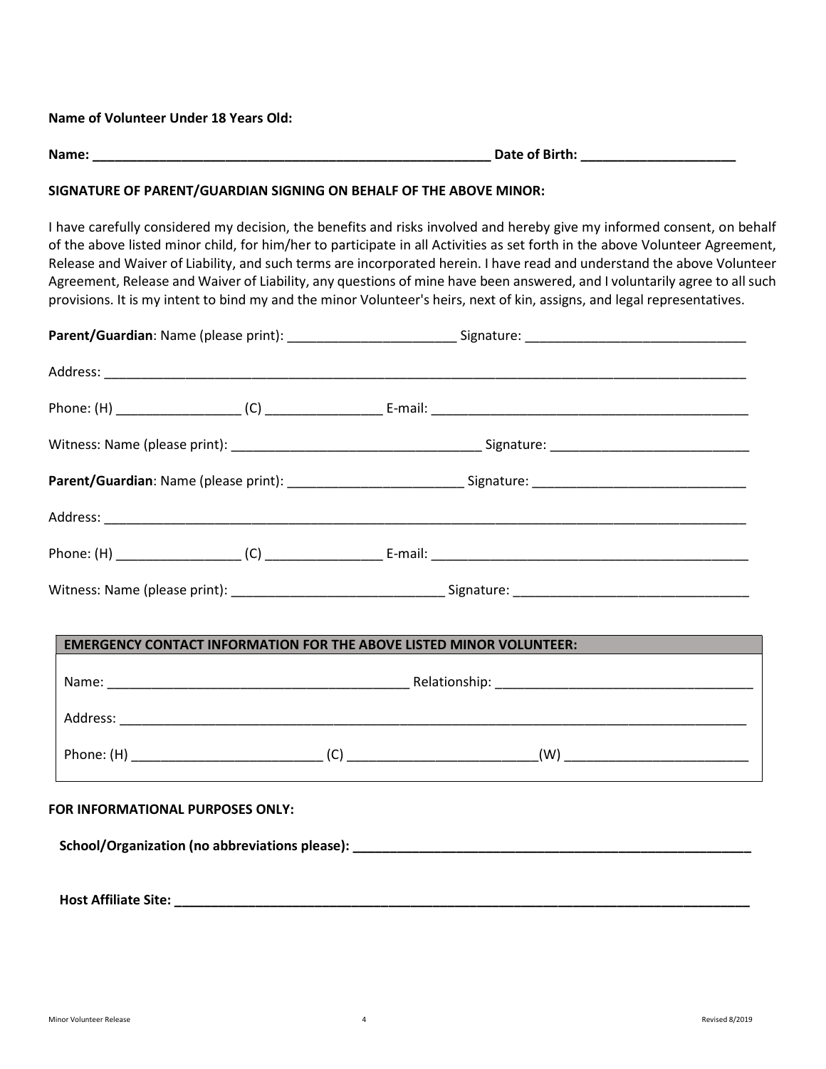**Name of Volunteer Under 18 Years Old:**

**Name: \_\_\_\_\_\_\_\_\_\_\_\_\_\_\_\_\_\_\_\_\_\_\_\_\_\_\_\_\_\_\_\_\_\_\_\_\_\_\_\_\_\_\_\_\_\_\_\_\_\_\_\_\_\_\_ Date of Birth: \_\_\_\_\_\_\_\_\_\_\_\_\_\_\_\_\_\_\_\_\_\_**

**SIGNATURE OF PARENT/GUARDIAN SIGNING ON BEHALF OF THE ABOVE MINOR:**

I have carefully considered my decision, the benefits and risks involved and hereby give my informed consent, on behalf of the above listed minor child, for him/her to participate in all Activities as set forth in the above Volunteer Agreement, Release and Waiver of Liability, and such terms are incorporated herein. I have read and understand the above Volunteer Agreement, Release and Waiver of Liability, any questions of mine have been answered, and I voluntarily agree to all such provisions. It is my intent to bind my and the minor Volunteer's heirs, next of kin, assigns, and legal representatives.

**Parent/Guardian**: Name (please print): \_\_\_\_\_\_\_\_\_\_\_\_\_\_\_\_\_\_\_\_\_\_\_\_ Signature: \_\_\_\_\_\_\_\_\_\_\_\_\_\_\_\_\_\_\_\_\_\_\_\_\_\_\_\_\_\_\_

Address: \_\_\_\_\_\_\_\_\_\_\_\_\_\_\_\_\_\_\_\_\_\_\_\_\_\_\_\_\_\_\_\_\_\_\_\_\_\_\_\_\_\_\_\_\_\_\_\_\_\_\_\_\_\_\_\_\_\_\_\_\_\_\_\_\_\_\_\_\_\_\_\_\_\_\_\_\_\_\_\_\_\_\_\_\_\_\_\_\_\_\_\_

Phone: (H) \_\_\_\_\_\_\_\_\_\_\_\_\_\_\_\_\_\_ (C) \_\_\_\_\_\_\_\_\_\_\_\_\_\_\_\_ E-mail: \_\_\_\_\_\_\_\_\_\_\_\_\_\_\_\_\_\_\_\_\_\_\_\_\_\_\_\_\_\_\_\_\_\_\_\_\_\_\_\_\_\_\_\_\_

Witness: Name (please print): \_\_\_\_\_\_\_\_\_\_\_\_\_\_\_\_\_\_\_\_\_\_\_\_\_\_\_\_\_\_\_\_\_\_\_ Signature: \_\_\_\_\_\_\_\_\_\_\_\_\_\_\_\_\_\_\_\_\_\_\_\_\_\_\_\_

**Parent/Guardian**: Name (please print): \_\_\_\_\_\_\_\_\_\_\_\_\_\_\_\_\_\_\_\_\_\_\_\_ Signature: \_\_\_\_\_\_\_\_\_\_\_\_\_\_\_\_\_\_\_\_\_\_\_\_\_\_\_\_\_\_\_

Address: \_\_\_\_\_\_\_\_\_\_\_\_\_\_\_\_\_\_\_\_\_\_\_\_\_\_\_\_\_\_\_\_\_\_\_\_\_\_\_\_\_\_\_\_\_\_\_\_\_\_\_\_\_\_\_\_\_\_\_\_\_\_\_\_\_\_\_\_\_\_\_\_\_\_\_\_\_\_\_\_\_\_\_\_\_\_\_\_\_\_\_\_

Phone: (H) \_\_\_\_\_\_\_\_\_\_\_\_\_\_\_\_\_\_ (C) \_\_\_\_\_\_\_\_\_\_\_\_\_\_\_\_ E-mail: \_\_\_\_\_\_\_\_\_\_\_\_\_\_\_\_\_\_\_\_\_\_\_\_\_\_\_\_\_\_\_\_\_\_\_\_\_\_\_\_\_\_\_\_\_

Witness: Name (please print): \_\_\_\_\_\_\_\_\_\_\_\_\_\_\_\_\_\_\_\_\_\_\_\_\_\_\_\_\_\_ Signature: \_\_\_\_\_\_\_\_\_\_\_\_\_\_\_\_\_\_\_\_\_\_\_\_\_\_\_\_\_\_\_\_\_

| **EMERGENCY CONTACT INFORMATION FOR THE ABOVE LISTED MINOR VOLUNTEER:** |
| --- |
| Name: \_\_\_\_\_\_\_\_\_\_\_\_\_\_\_\_\_\_\_\_\_\_\_\_\_\_\_\_\_\_\_\_\_\_\_\_\_\_\_\_\_\_ Relationship: \_\_\_\_\_\_\_\_\_\_\_\_\_\_\_\_\_\_\_\_\_\_\_\_\_\_\_\_\_\_\_\_\_\_\_\_ |
| Address: \_\_\_\_\_\_\_\_\_\_\_\_\_\_\_\_\_\_\_\_\_\_\_\_\_\_\_\_\_\_\_\_\_\_\_\_\_\_\_\_\_\_\_\_\_\_\_\_\_\_\_\_\_\_\_\_\_\_\_\_\_\_\_\_\_\_\_\_\_\_\_\_\_\_\_\_\_\_\_\_\_\_\_\_\_\_\_\_\_\_ |
| Phone: (H) \_\_\_\_\_\_\_\_\_\_\_\_\_\_\_\_\_\_\_\_\_\_\_\_\_\_ (C) \_\_\_\_\_\_\_\_\_\_\_\_\_\_\_\_\_\_\_\_\_\_\_\_\_\_(W) \_\_\_\_\_\_\_\_\_\_\_\_\_\_\_\_\_\_\_\_\_\_\_\_\_\_ |

**FOR INFORMATIONAL PURPOSES ONLY:**

**School/Organization (no abbreviations please): \_\_\_\_\_\_\_\_\_\_\_\_\_\_\_\_\_\_\_\_\_\_\_\_\_\_\_\_\_\_\_\_\_\_\_\_\_\_\_\_\_\_\_\_\_\_\_\_\_\_\_\_\_\_\_\_\_\_\_**

**Host Affiliate Site: \_\_\_\_\_\_\_\_\_\_\_\_\_\_\_\_\_\_\_\_\_\_\_\_\_\_\_\_\_\_\_\_\_\_\_\_\_\_\_\_\_\_\_\_\_\_\_\_\_\_\_\_\_\_\_\_\_\_\_\_\_\_\_\_\_\_\_\_\_\_\_\_\_\_\_\_\_\_\_\_\_\_\_\_**